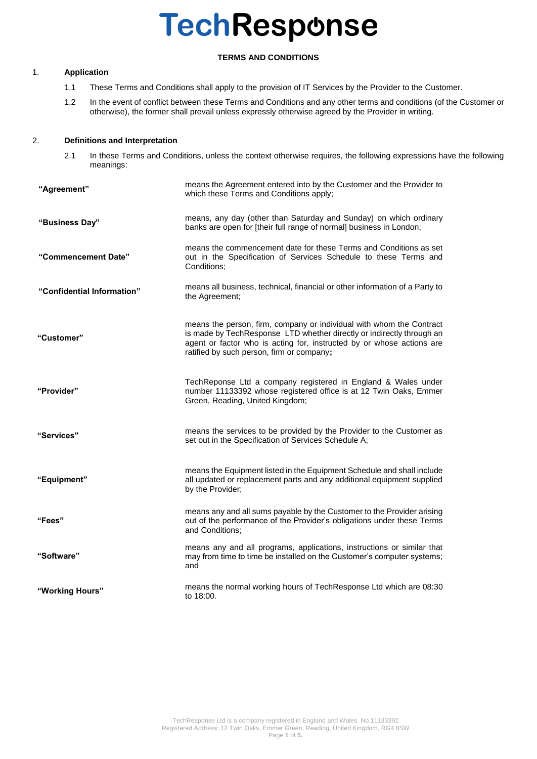# TechResponse

## TERMS AND CONDITIONS

1. **Application**

   1.1 These Terms and Conditions shall apply to the provision of IT Services by the Provider to the Customer.

   1.2 In the event of conflict between these Terms and Conditions and any other terms and conditions (of the Customer or otherwise), the former shall prevail unless expressly otherwise agreed by the Provider in writing.

2. **Definitions and Interpretation**

   2.1 In these Terms and Conditions, unless the context otherwise requires, the following expressions have the following meanings:

| | |
|---|---|
| **"Agreement"** | means the Agreement entered into by the Customer and the Provider to which these Terms and Conditions apply; |
| **"Business Day"** | means, any day (other than Saturday and Sunday) on which ordinary banks are open for [their full range of normal] business in London; |
| **"Commencement Date"** | means the commencement date for these Terms and Conditions as set out in the Specification of Services Schedule to these Terms and Conditions; |
| **"Confidential Information"** | means all business, technical, financial or other information of a Party to the Agreement; |
| **"Customer"** | means the person, firm, company or individual with whom the Contract is made by TechResponse LTD whether directly or indirectly through an agent or factor who is acting for, instructed by or whose actions are ratified by such person, firm or company**;** |
| **"Provider"** | TechReponse Ltd a company registered in England & Wales under number 11133392 whose registered office is at 12 Twin Oaks, Emmer Green, Reading, United Kingdom; |
| **"Services"** | means the services to be provided by the Provider to the Customer as set out in the Specification of Services Schedule A; |
| **"Equipment"** | means the Equipment listed in the Equipment Schedule and shall include all updated or replacement parts and any additional equipment supplied by the Provider; |
| **"Fees"** | means any and all sums payable by the Customer to the Provider arising out of the performance of the Provider's obligations under these Terms and Conditions; |
| **"Software"** | means any and all programs, applications, instructions or similar that may from time to time be installed on the Customer's computer systems; and |
| **"Working Hours"** | means the normal working hours of TechResponse Ltd which are 08:30 to 18:00. |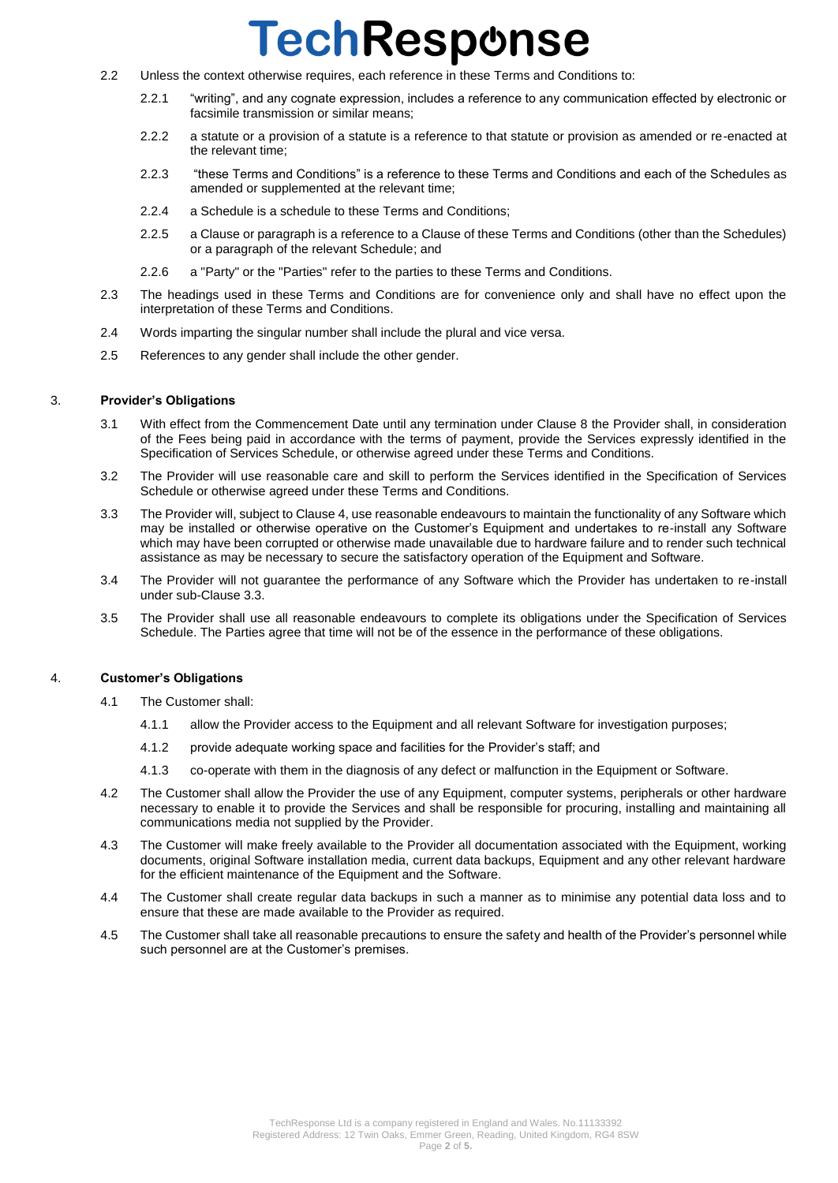2.2 Unless the context otherwise requires, each reference in these Terms and Conditions to:

2.2.1 "writing", and any cognate expression, includes a reference to any communication effected by electronic or facsimile transmission or similar means;

2.2.2 a statute or a provision of a statute is a reference to that statute or provision as amended or re-enacted at the relevant time;

2.2.3 "these Terms and Conditions" is a reference to these Terms and Conditions and each of the Schedules as amended or supplemented at the relevant time;

2.2.4 a Schedule is a schedule to these Terms and Conditions;

2.2.5 a Clause or paragraph is a reference to a Clause of these Terms and Conditions (other than the Schedules) or a paragraph of the relevant Schedule; and

2.2.6 a "Party" or the "Parties" refer to the parties to these Terms and Conditions.

2.3 The headings used in these Terms and Conditions are for convenience only and shall have no effect upon the interpretation of these Terms and Conditions.

2.4 Words imparting the singular number shall include the plural and vice versa.

2.5 References to any gender shall include the other gender.

## 3. Provider's Obligations

3.1 With effect from the Commencement Date until any termination under Clause 8 the Provider shall, in consideration of the Fees being paid in accordance with the terms of payment, provide the Services expressly identified in the Specification of Services Schedule, or otherwise agreed under these Terms and Conditions.

3.2 The Provider will use reasonable care and skill to perform the Services identified in the Specification of Services Schedule or otherwise agreed under these Terms and Conditions.

3.3 The Provider will, subject to Clause 4, use reasonable endeavours to maintain the functionality of any Software which may be installed or otherwise operative on the Customer's Equipment and undertakes to re-install any Software which may have been corrupted or otherwise made unavailable due to hardware failure and to render such technical assistance as may be necessary to secure the satisfactory operation of the Equipment and Software.

3.4 The Provider will not guarantee the performance of any Software which the Provider has undertaken to re-install under sub-Clause 3.3.

3.5 The Provider shall use all reasonable endeavours to complete its obligations under the Specification of Services Schedule. The Parties agree that time will not be of the essence in the performance of these obligations.

## 4. Customer's Obligations

4.1 The Customer shall:

4.1.1 allow the Provider access to the Equipment and all relevant Software for investigation purposes;

4.1.2 provide adequate working space and facilities for the Provider's staff; and

4.1.3 co-operate with them in the diagnosis of any defect or malfunction in the Equipment or Software.

4.2 The Customer shall allow the Provider the use of any Equipment, computer systems, peripherals or other hardware necessary to enable it to provide the Services and shall be responsible for procuring, installing and maintaining all communications media not supplied by the Provider.

4.3 The Customer will make freely available to the Provider all documentation associated with the Equipment, working documents, original Software installation media, current data backups, Equipment and any other relevant hardware for the efficient maintenance of the Equipment and the Software.

4.4 The Customer shall create regular data backups in such a manner as to minimise any potential data loss and to ensure that these are made available to the Provider as required.

4.5 The Customer shall take all reasonable precautions to ensure the safety and health of the Provider's personnel while such personnel are at the Customer's premises.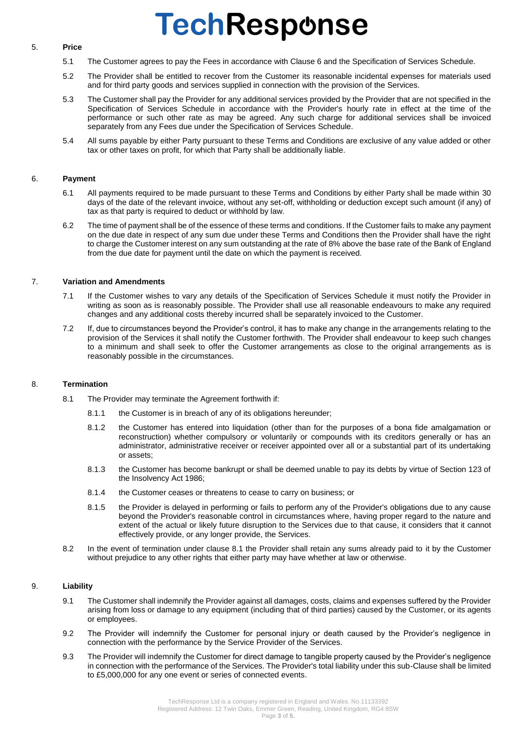## 5. Price

5.1 The Customer agrees to pay the Fees in accordance with Clause 6 and the Specification of Services Schedule.

5.2 The Provider shall be entitled to recover from the Customer its reasonable incidental expenses for materials used and for third party goods and services supplied in connection with the provision of the Services.

5.3 The Customer shall pay the Provider for any additional services provided by the Provider that are not specified in the Specification of Services Schedule in accordance with the Provider's hourly rate in effect at the time of the performance or such other rate as may be agreed. Any such charge for additional services shall be invoiced separately from any Fees due under the Specification of Services Schedule.

5.4 All sums payable by either Party pursuant to these Terms and Conditions are exclusive of any value added or other tax or other taxes on profit, for which that Party shall be additionally liable.

## 6. Payment

6.1 All payments required to be made pursuant to these Terms and Conditions by either Party shall be made within 30 days of the date of the relevant invoice, without any set-off, withholding or deduction except such amount (if any) of tax as that party is required to deduct or withhold by law.

6.2 The time of payment shall be of the essence of these terms and conditions. If the Customer fails to make any payment on the due date in respect of any sum due under these Terms and Conditions then the Provider shall have the right to charge the Customer interest on any sum outstanding at the rate of 8% above the base rate of the Bank of England from the due date for payment until the date on which the payment is received.

## 7. Variation and Amendments

7.1 If the Customer wishes to vary any details of the Specification of Services Schedule it must notify the Provider in writing as soon as is reasonably possible. The Provider shall use all reasonable endeavours to make any required changes and any additional costs thereby incurred shall be separately invoiced to the Customer.

7.2 If, due to circumstances beyond the Provider's control, it has to make any change in the arrangements relating to the provision of the Services it shall notify the Customer forthwith. The Provider shall endeavour to keep such changes to a minimum and shall seek to offer the Customer arrangements as close to the original arrangements as is reasonably possible in the circumstances.

## 8. Termination

8.1 The Provider may terminate the Agreement forthwith if:

8.1.1 the Customer is in breach of any of its obligations hereunder;

8.1.2 the Customer has entered into liquidation (other than for the purposes of a bona fide amalgamation or reconstruction) whether compulsory or voluntarily or compounds with its creditors generally or has an administrator, administrative receiver or receiver appointed over all or a substantial part of its undertaking or assets;

8.1.3 the Customer has become bankrupt or shall be deemed unable to pay its debts by virtue of Section 123 of the Insolvency Act 1986;

8.1.4 the Customer ceases or threatens to cease to carry on business; or

8.1.5 the Provider is delayed in performing or fails to perform any of the Provider's obligations due to any cause beyond the Provider's reasonable control in circumstances where, having proper regard to the nature and extent of the actual or likely future disruption to the Services due to that cause, it considers that it cannot effectively provide, or any longer provide, the Services.

8.2 In the event of termination under clause 8.1 the Provider shall retain any sums already paid to it by the Customer without prejudice to any other rights that either party may have whether at law or otherwise.

## 9. Liability

9.1 The Customer shall indemnify the Provider against all damages, costs, claims and expenses suffered by the Provider arising from loss or damage to any equipment (including that of third parties) caused by the Customer, or its agents or employees.

9.2 The Provider will indemnify the Customer for personal injury or death caused by the Provider's negligence in connection with the performance by the Service Provider of the Services.

9.3 The Provider will indemnify the Customer for direct damage to tangible property caused by the Provider's negligence in connection with the performance of the Services. The Provider's total liability under this sub-Clause shall be limited to £5,000,000 for any one event or series of connected events.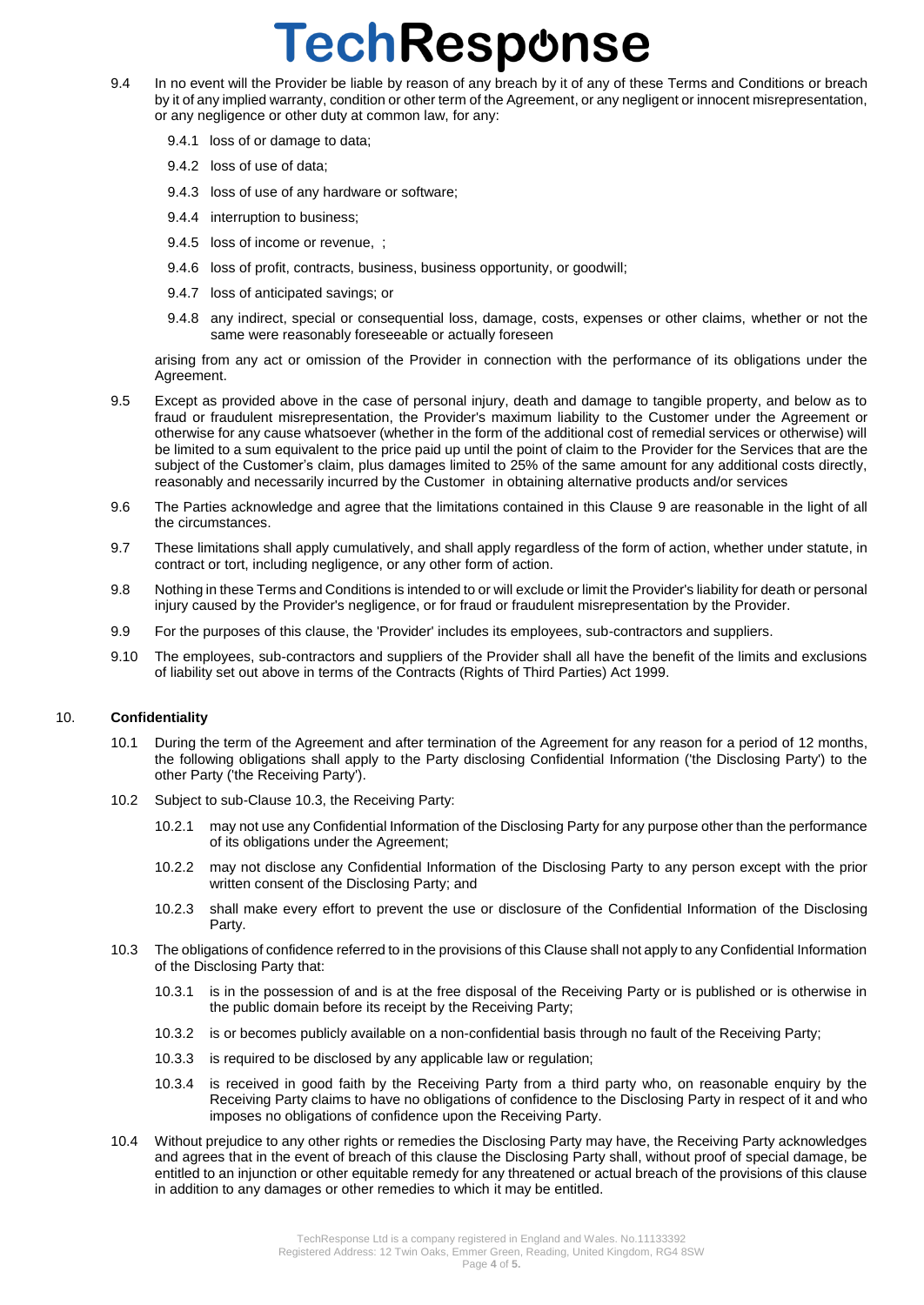9.4 In no event will the Provider be liable by reason of any breach by it of any of these Terms and Conditions or breach by it of any implied warranty, condition or other term of the Agreement, or any negligent or innocent misrepresentation, or any negligence or other duty at common law, for any:

9.4.1 loss of or damage to data;

9.4.2 loss of use of data;

9.4.3 loss of use of any hardware or software;

9.4.4 interruption to business;

9.4.5 loss of income or revenue, ;

9.4.6 loss of profit, contracts, business, business opportunity, or goodwill;

9.4.7 loss of anticipated savings; or

9.4.8 any indirect, special or consequential loss, damage, costs, expenses or other claims, whether or not the same were reasonably foreseeable or actually foreseen

arising from any act or omission of the Provider in connection with the performance of its obligations under the Agreement.

9.5 Except as provided above in the case of personal injury, death and damage to tangible property, and below as to fraud or fraudulent misrepresentation, the Provider's maximum liability to the Customer under the Agreement or otherwise for any cause whatsoever (whether in the form of the additional cost of remedial services or otherwise) will be limited to a sum equivalent to the price paid up until the point of claim to the Provider for the Services that are the subject of the Customer's claim, plus damages limited to 25% of the same amount for any additional costs directly, reasonably and necessarily incurred by the Customer in obtaining alternative products and/or services

9.6 The Parties acknowledge and agree that the limitations contained in this Clause 9 are reasonable in the light of all the circumstances.

9.7 These limitations shall apply cumulatively, and shall apply regardless of the form of action, whether under statute, in contract or tort, including negligence, or any other form of action.

9.8 Nothing in these Terms and Conditions is intended to or will exclude or limit the Provider's liability for death or personal injury caused by the Provider's negligence, or for fraud or fraudulent misrepresentation by the Provider.

9.9 For the purposes of this clause, the 'Provider' includes its employees, sub-contractors and suppliers.

9.10 The employees, sub-contractors and suppliers of the Provider shall all have the benefit of the limits and exclusions of liability set out above in terms of the Contracts (Rights of Third Parties) Act 1999.

## 10. Confidentiality

10.1 During the term of the Agreement and after termination of the Agreement for any reason for a period of 12 months, the following obligations shall apply to the Party disclosing Confidential Information ('the Disclosing Party') to the other Party ('the Receiving Party').

10.2 Subject to sub-Clause 10.3, the Receiving Party:

10.2.1 may not use any Confidential Information of the Disclosing Party for any purpose other than the performance of its obligations under the Agreement;

10.2.2 may not disclose any Confidential Information of the Disclosing Party to any person except with the prior written consent of the Disclosing Party; and

10.2.3 shall make every effort to prevent the use or disclosure of the Confidential Information of the Disclosing Party.

10.3 The obligations of confidence referred to in the provisions of this Clause shall not apply to any Confidential Information of the Disclosing Party that:

10.3.1 is in the possession of and is at the free disposal of the Receiving Party or is published or is otherwise in the public domain before its receipt by the Receiving Party;

10.3.2 is or becomes publicly available on a non-confidential basis through no fault of the Receiving Party;

10.3.3 is required to be disclosed by any applicable law or regulation;

10.3.4 is received in good faith by the Receiving Party from a third party who, on reasonable enquiry by the Receiving Party claims to have no obligations of confidence to the Disclosing Party in respect of it and who imposes no obligations of confidence upon the Receiving Party.

10.4 Without prejudice to any other rights or remedies the Disclosing Party may have, the Receiving Party acknowledges and agrees that in the event of breach of this clause the Disclosing Party shall, without proof of special damage, be entitled to an injunction or other equitable remedy for any threatened or actual breach of the provisions of this clause in addition to any damages or other remedies to which it may be entitled.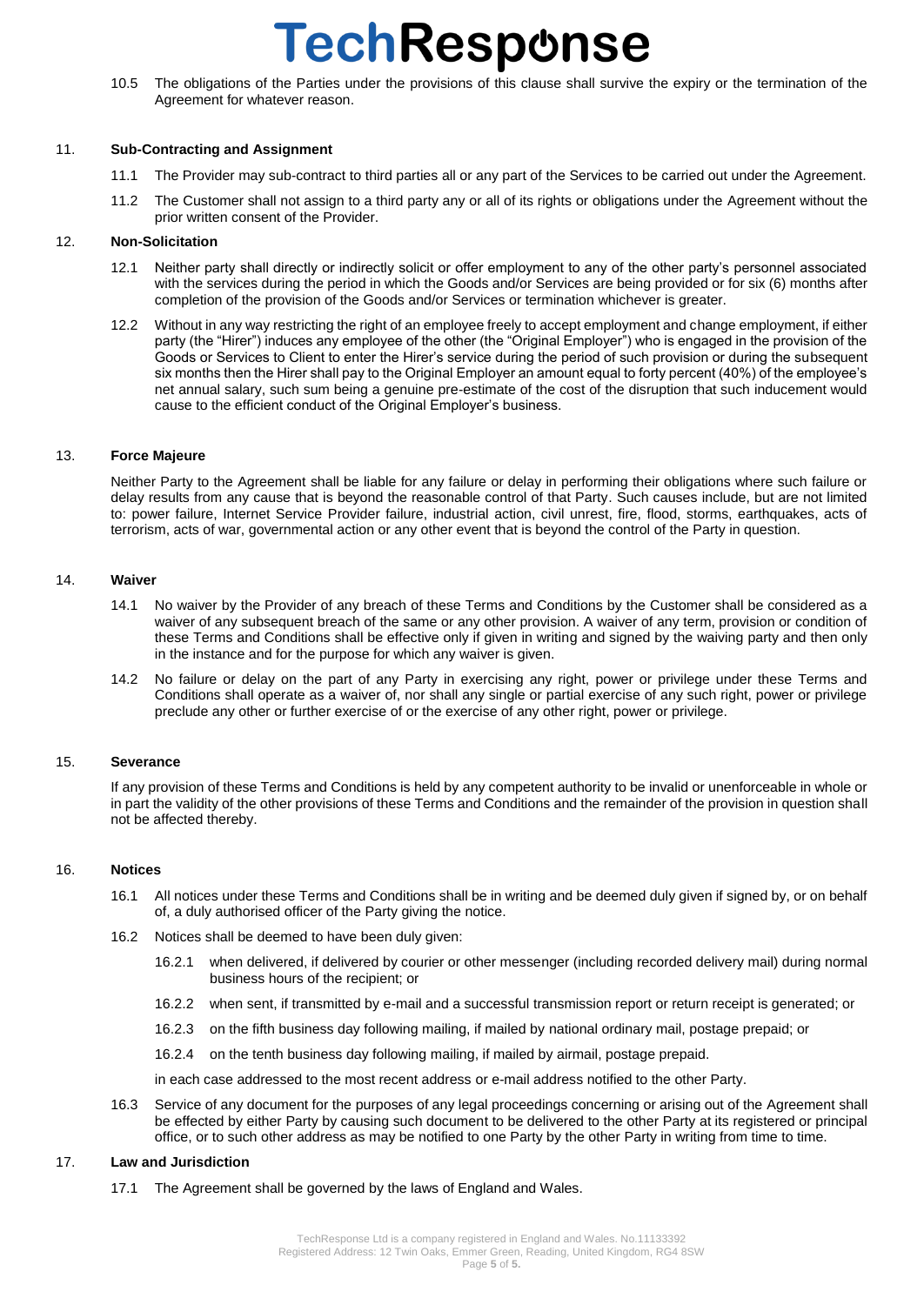10.5 The obligations of the Parties under the provisions of this clause shall survive the expiry or the termination of the Agreement for whatever reason.

## 11. Sub-Contracting and Assignment

11.1 The Provider may sub-contract to third parties all or any part of the Services to be carried out under the Agreement.

11.2 The Customer shall not assign to a third party any or all of its rights or obligations under the Agreement without the prior written consent of the Provider.

## 12. Non-Solicitation

12.1 Neither party shall directly or indirectly solicit or offer employment to any of the other party's personnel associated with the services during the period in which the Goods and/or Services are being provided or for six (6) months after completion of the provision of the Goods and/or Services or termination whichever is greater.

12.2 Without in any way restricting the right of an employee freely to accept employment and change employment, if either party (the "Hirer") induces any employee of the other (the "Original Employer") who is engaged in the provision of the Goods or Services to Client to enter the Hirer's service during the period of such provision or during the subsequent six months then the Hirer shall pay to the Original Employer an amount equal to forty percent (40%) of the employee's net annual salary, such sum being a genuine pre-estimate of the cost of the disruption that such inducement would cause to the efficient conduct of the Original Employer's business.

## 13. Force Majeure

Neither Party to the Agreement shall be liable for any failure or delay in performing their obligations where such failure or delay results from any cause that is beyond the reasonable control of that Party. Such causes include, but are not limited to: power failure, Internet Service Provider failure, industrial action, civil unrest, fire, flood, storms, earthquakes, acts of terrorism, acts of war, governmental action or any other event that is beyond the control of the Party in question.

## 14. Waiver

14.1 No waiver by the Provider of any breach of these Terms and Conditions by the Customer shall be considered as a waiver of any subsequent breach of the same or any other provision. A waiver of any term, provision or condition of these Terms and Conditions shall be effective only if given in writing and signed by the waiving party and then only in the instance and for the purpose for which any waiver is given.

14.2 No failure or delay on the part of any Party in exercising any right, power or privilege under these Terms and Conditions shall operate as a waiver of, nor shall any single or partial exercise of any such right, power or privilege preclude any other or further exercise of or the exercise of any other right, power or privilege.

## 15. Severance

If any provision of these Terms and Conditions is held by any competent authority to be invalid or unenforceable in whole or in part the validity of the other provisions of these Terms and Conditions and the remainder of the provision in question shall not be affected thereby.

## 16. Notices

16.1 All notices under these Terms and Conditions shall be in writing and be deemed duly given if signed by, or on behalf of, a duly authorised officer of the Party giving the notice.

16.2 Notices shall be deemed to have been duly given:

16.2.1 when delivered, if delivered by courier or other messenger (including recorded delivery mail) during normal business hours of the recipient; or

16.2.2 when sent, if transmitted by e-mail and a successful transmission report or return receipt is generated; or

16.2.3 on the fifth business day following mailing, if mailed by national ordinary mail, postage prepaid; or

16.2.4 on the tenth business day following mailing, if mailed by airmail, postage prepaid.

in each case addressed to the most recent address or e-mail address notified to the other Party.

16.3 Service of any document for the purposes of any legal proceedings concerning or arising out of the Agreement shall be effected by either Party by causing such document to be delivered to the other Party at its registered or principal office, or to such other address as may be notified to one Party by the other Party in writing from time to time.

## 17. Law and Jurisdiction

17.1 The Agreement shall be governed by the laws of England and Wales.